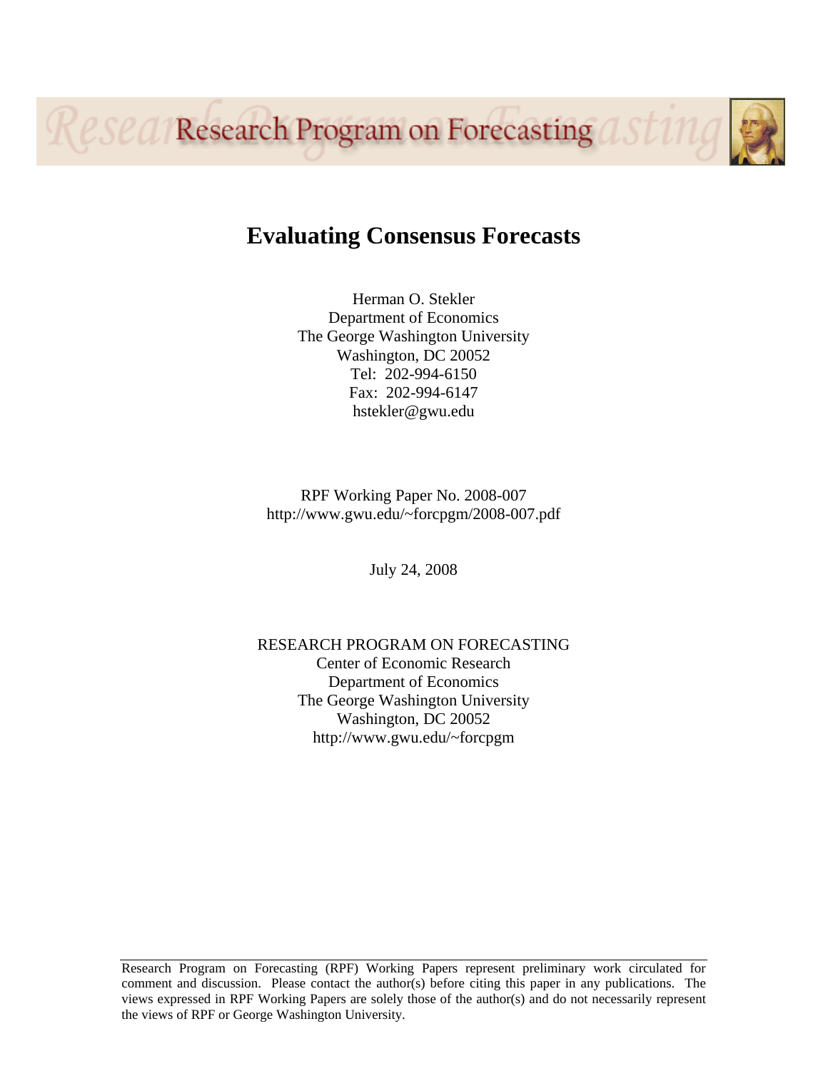Research Program on Forecasting

# Evaluating Consensus Forecasts

Herman O. Stekler
Department of Economics
The George Washington University
Washington, DC 20052
Tel: 202-994-6150
Fax: 202-994-6147
hstekler@gwu.edu

RPF Working Paper No. 2008-007
http://www.gwu.edu/~forcpgm/2008-007.pdf

July 24, 2008

RESEARCH PROGRAM ON FORECASTING
Center of Economic Research
Department of Economics
The George Washington University
Washington, DC 20052
http://www.gwu.edu/~forcpgm

Research Program on Forecasting (RPF) Working Papers represent preliminary work circulated for comment and discussion. Please contact the author(s) before citing this paper in any publications. The views expressed in RPF Working Papers are solely those of the author(s) and do not necessarily represent the views of RPF or George Washington University.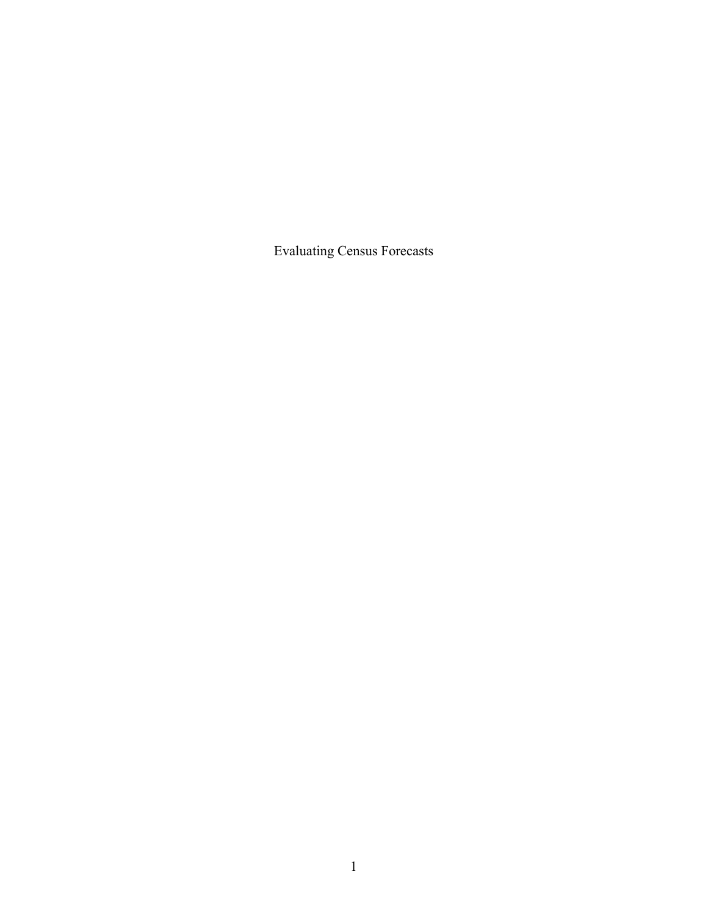# Evaluating Census Forecasts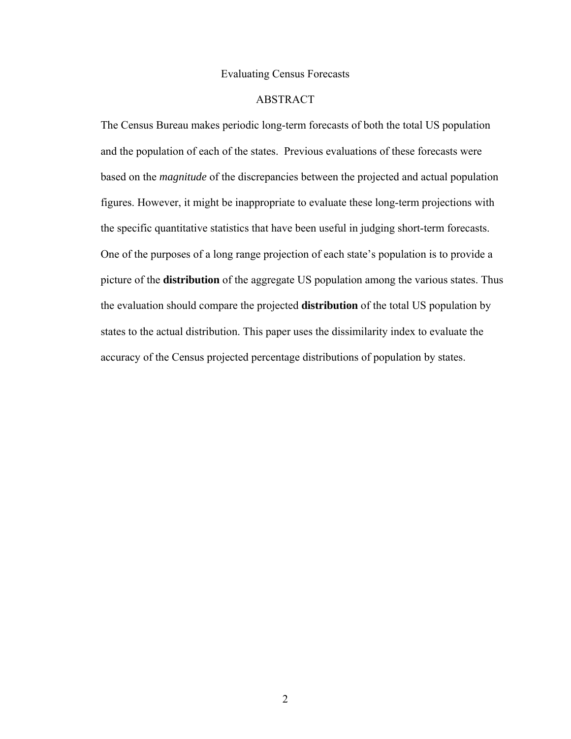Evaluating Census Forecasts

## ABSTRACT

The Census Bureau makes periodic long-term forecasts of both the total US population and the population of each of the states. Previous evaluations of these forecasts were based on the *magnitude* of the discrepancies between the projected and actual population figures. However, it might be inappropriate to evaluate these long-term projections with the specific quantitative statistics that have been useful in judging short-term forecasts. One of the purposes of a long range projection of each state's population is to provide a picture of the **distribution** of the aggregate US population among the various states. Thus the evaluation should compare the projected **distribution** of the total US population by states to the actual distribution. This paper uses the dissimilarity index to evaluate the accuracy of the Census projected percentage distributions of population by states.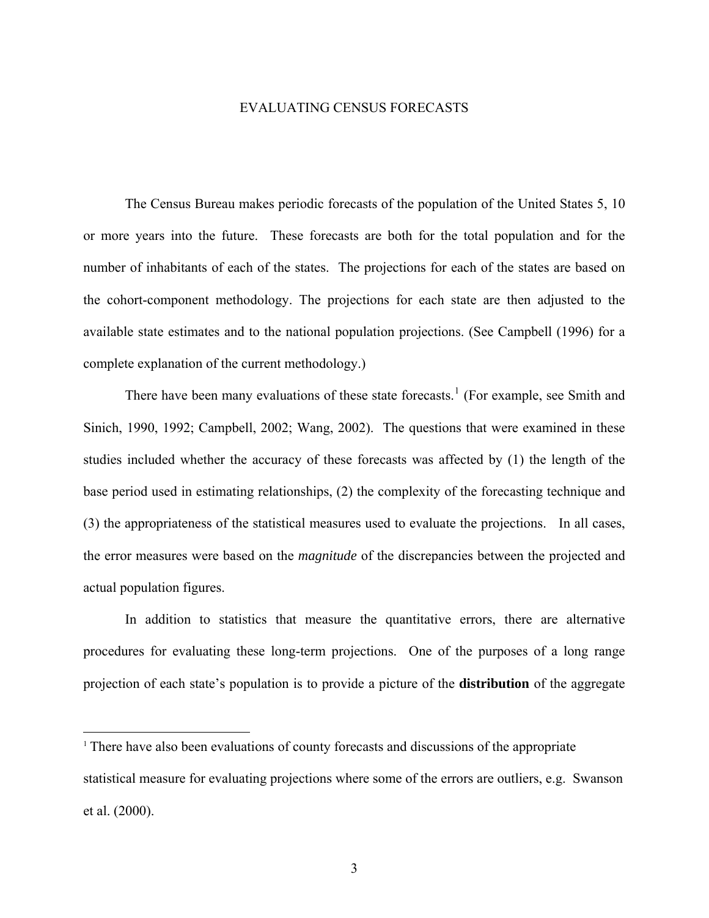# EVALUATING CENSUS FORECASTS

The Census Bureau makes periodic forecasts of the population of the United States 5, 10 or more years into the future. These forecasts are both for the total population and for the number of inhabitants of each of the states. The projections for each of the states are based on the cohort-component methodology. The projections for each state are then adjusted to the available state estimates and to the national population projections. (See Campbell (1996) for a complete explanation of the current methodology.)

There have been many evaluations of these state forecasts.[1] (For example, see Smith and Sinich, 1990, 1992; Campbell, 2002; Wang, 2002). The questions that were examined in these studies included whether the accuracy of these forecasts was affected by (1) the length of the base period used in estimating relationships, (2) the complexity of the forecasting technique and (3) the appropriateness of the statistical measures used to evaluate the projections. In all cases, the error measures were based on the *magnitude* of the discrepancies between the projected and actual population figures.

In addition to statistics that measure the quantitative errors, there are alternative procedures for evaluating these long-term projections. One of the purposes of a long range projection of each state's population is to provide a picture of the **distribution** of the aggregate

[1] There have also been evaluations of county forecasts and discussions of the appropriate statistical measure for evaluating projections where some of the errors are outliers, e.g. Swanson et al. (2000).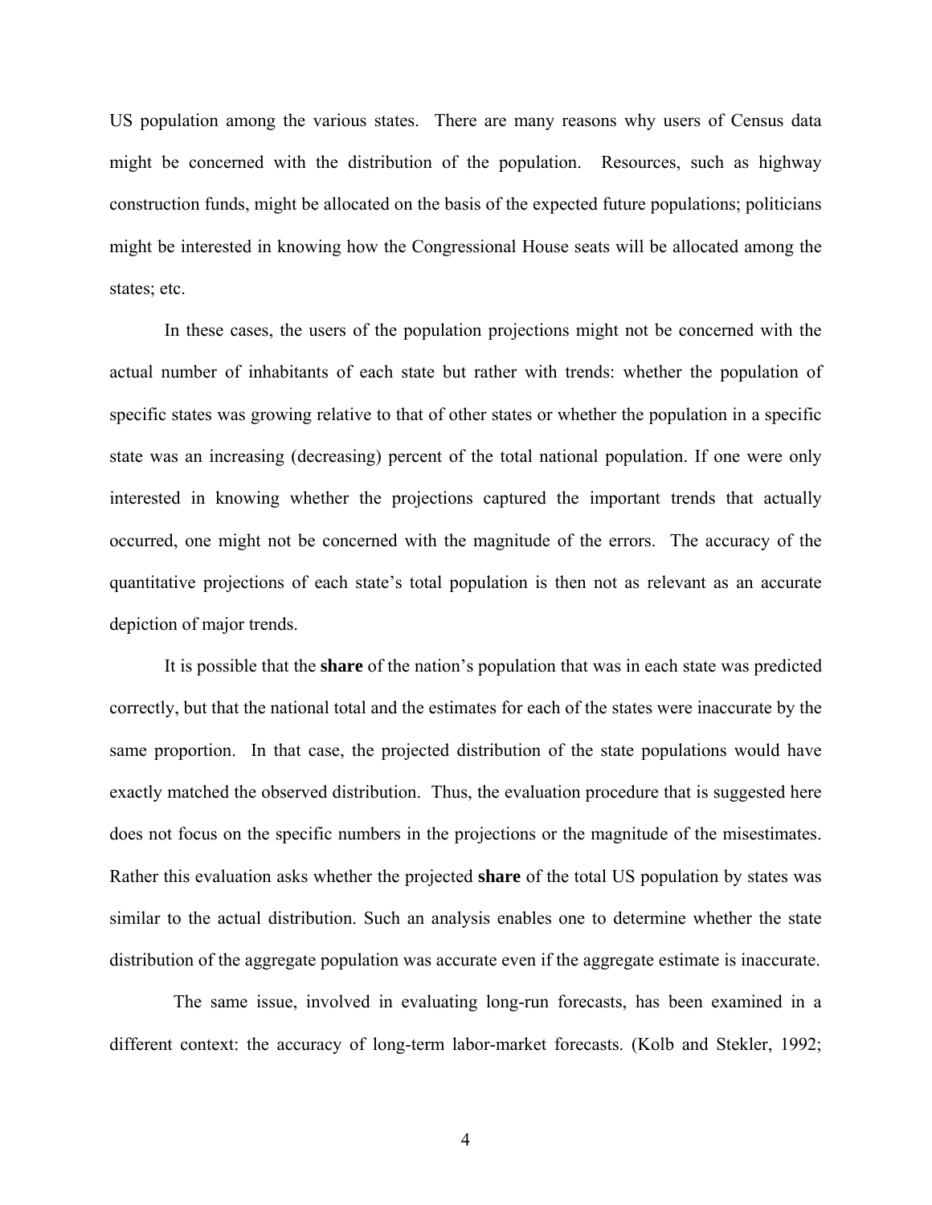US population among the various states. There are many reasons why users of Census data might be concerned with the distribution of the population. Resources, such as highway construction funds, might be allocated on the basis of the expected future populations; politicians might be interested in knowing how the Congressional House seats will be allocated among the states; etc.

In these cases, the users of the population projections might not be concerned with the actual number of inhabitants of each state but rather with trends: whether the population of specific states was growing relative to that of other states or whether the population in a specific state was an increasing (decreasing) percent of the total national population. If one were only interested in knowing whether the projections captured the important trends that actually occurred, one might not be concerned with the magnitude of the errors. The accuracy of the quantitative projections of each state's total population is then not as relevant as an accurate depiction of major trends.

It is possible that the **share** of the nation's population that was in each state was predicted correctly, but that the national total and the estimates for each of the states were inaccurate by the same proportion. In that case, the projected distribution of the state populations would have exactly matched the observed distribution. Thus, the evaluation procedure that is suggested here does not focus on the specific numbers in the projections or the magnitude of the misestimates. Rather this evaluation asks whether the projected **share** of the total US population by states was similar to the actual distribution. Such an analysis enables one to determine whether the state distribution of the aggregate population was accurate even if the aggregate estimate is inaccurate.

The same issue, involved in evaluating long-run forecasts, has been examined in a different context: the accuracy of long-term labor-market forecasts. (Kolb and Stekler, 1992;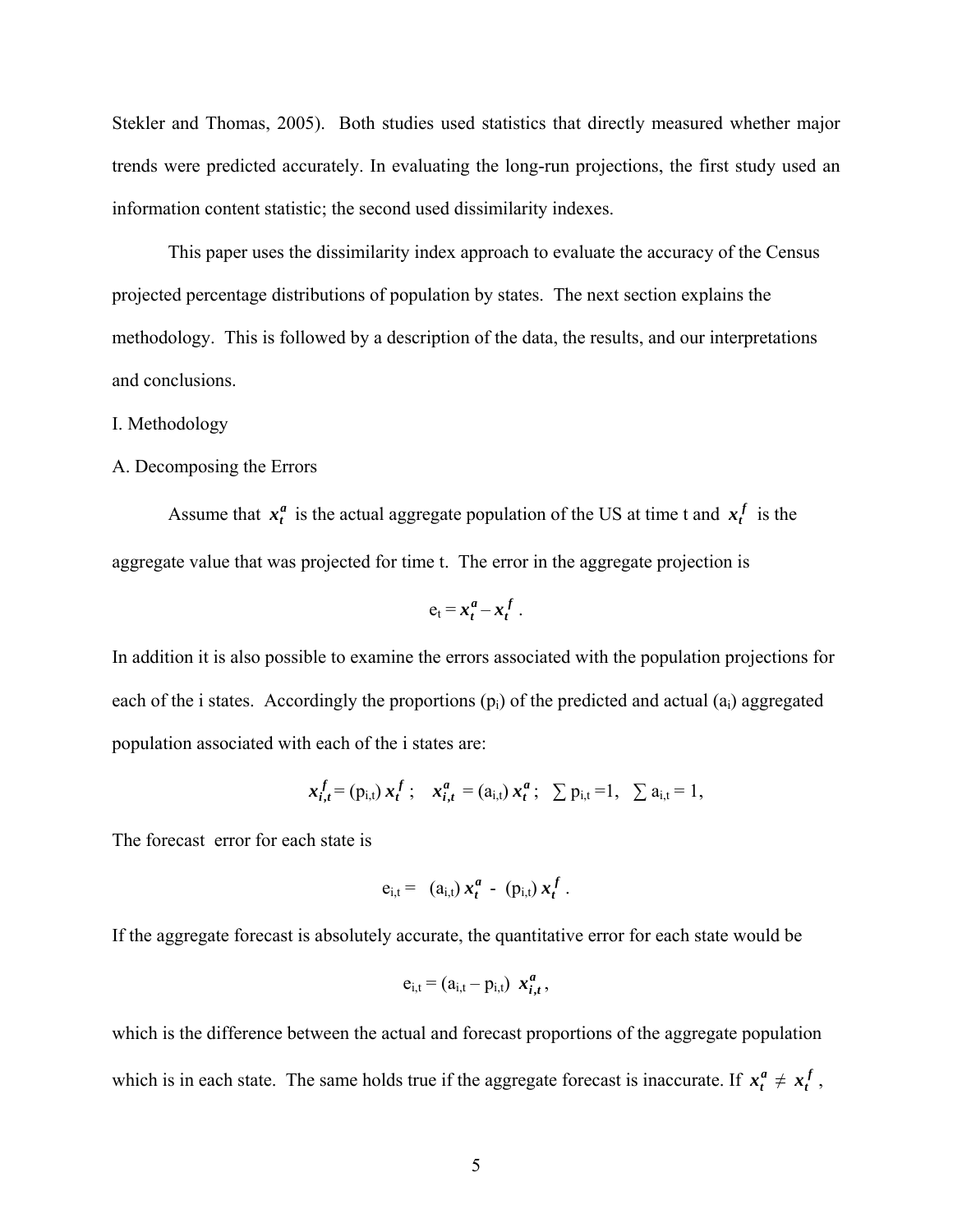Stekler and Thomas, 2005). Both studies used statistics that directly measured whether major trends were predicted accurately. In evaluating the long-run projections, the first study used an information content statistic; the second used dissimilarity indexes.

This paper uses the dissimilarity index approach to evaluate the accuracy of the Census projected percentage distributions of population by states. The next section explains the methodology. This is followed by a description of the data, the results, and our interpretations and conclusions.

I. Methodology

A. Decomposing the Errors

Assume that $x_t^a$ is the actual aggregate population of the US at time t and $x_t^f$ is the aggregate value that was projected for time t. The error in the aggregate projection is

$$e_t = x_t^a - x_t^f .$$

In addition it is also possible to examine the errors associated with the population projections for each of the i states. Accordingly the proportions ($p_i$) of the predicted and actual ($a_i$) aggregated population associated with each of the i states are:

$$x_{i,t}^f = (p_{i,t})\, x_t^f \;; \quad x_{i,t}^a = (a_{i,t})\, x_t^a \;; \quad \sum p_{i,t} = 1, \quad \sum a_{i,t} = 1,$$

The forecast error for each state is

$$e_{i,t} = (a_{i,t})\, x_t^a - (p_{i,t})\, x_t^f .$$

If the aggregate forecast is absolutely accurate, the quantitative error for each state would be

$$e_{i,t} = (a_{i,t} - p_{i,t})\; x_{i,t}^a ,$$

which is the difference between the actual and forecast proportions of the aggregate population which is in each state. The same holds true if the aggregate forecast is inaccurate. If $x_t^a \neq x_t^f$ ,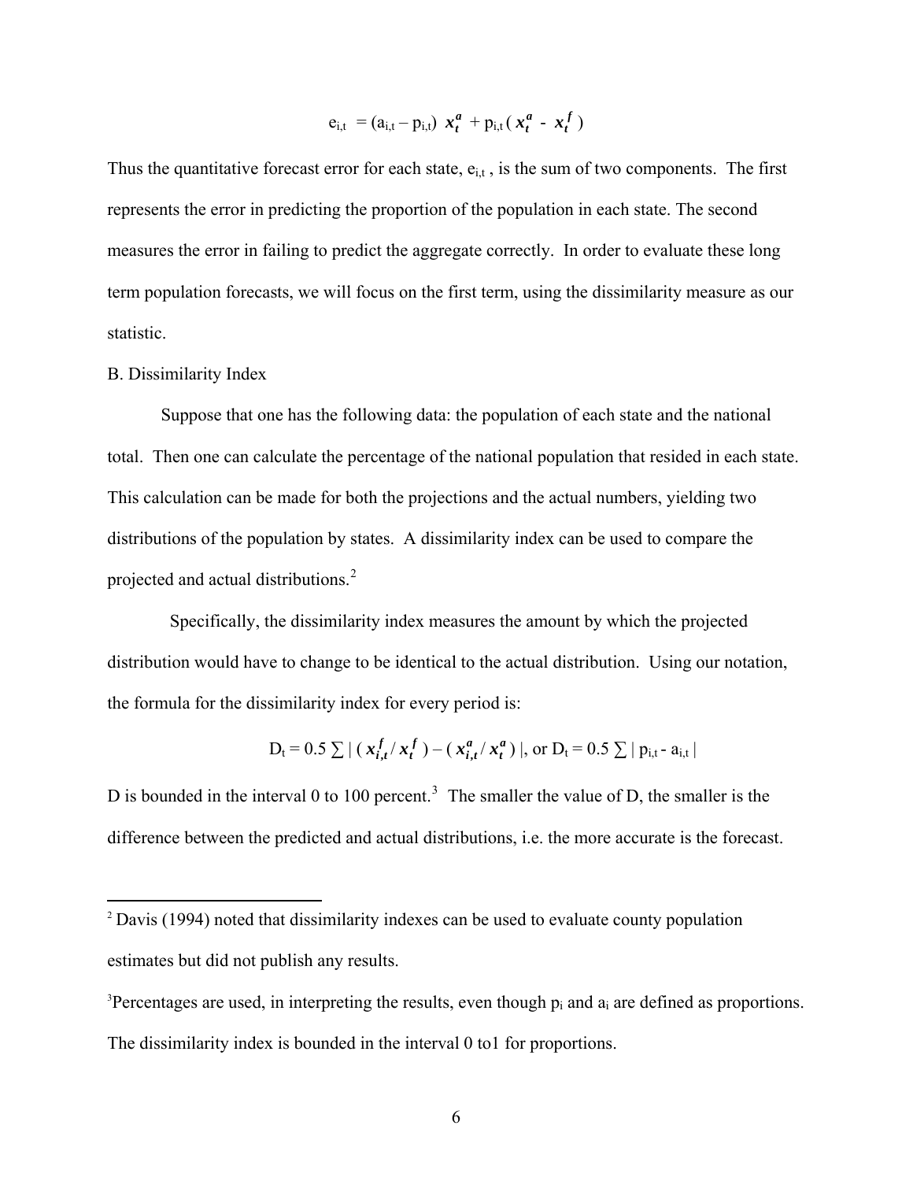$$e_{i,t} = (a_{i,t} - p_{i,t})\ \boldsymbol{x_t^a} + p_{i,t}\,(\boldsymbol{x_t^a} - \boldsymbol{x_t^f})$$

Thus the quantitative forecast error for each state, $e_{i,t}$, is the sum of two components. The first represents the error in predicting the proportion of the population in each state. The second measures the error in failing to predict the aggregate correctly. In order to evaluate these long term population forecasts, we will focus on the first term, using the dissimilarity measure as our statistic.

B. Dissimilarity Index

Suppose that one has the following data: the population of each state and the national total. Then one can calculate the percentage of the national population that resided in each state. This calculation can be made for both the projections and the actual numbers, yielding two distributions of the population by states. A dissimilarity index can be used to compare the projected and actual distributions.[2]

Specifically, the dissimilarity index measures the amount by which the projected distribution would have to change to be identical to the actual distribution. Using our notation, the formula for the dissimilarity index for every period is:

$$D_t = 0.5 \sum |\,(\boldsymbol{x_{i,t}^f} / \boldsymbol{x_t^f}) - (\boldsymbol{x_{i,t}^a} / \boldsymbol{x_t^a})\,|, \text{ or } D_t = 0.5 \sum |\, p_{i,t} - a_{i,t}\,|$$

D is bounded in the interval 0 to 100 percent.[3] The smaller the value of D, the smaller is the difference between the predicted and actual distributions, i.e. the more accurate is the forecast.

---

[2] Davis (1994) noted that dissimilarity indexes can be used to evaluate county population estimates but did not publish any results.

[3] Percentages are used, in interpreting the results, even though $p_i$ and $a_i$ are defined as proportions. The dissimilarity index is bounded in the interval 0 to1 for proportions.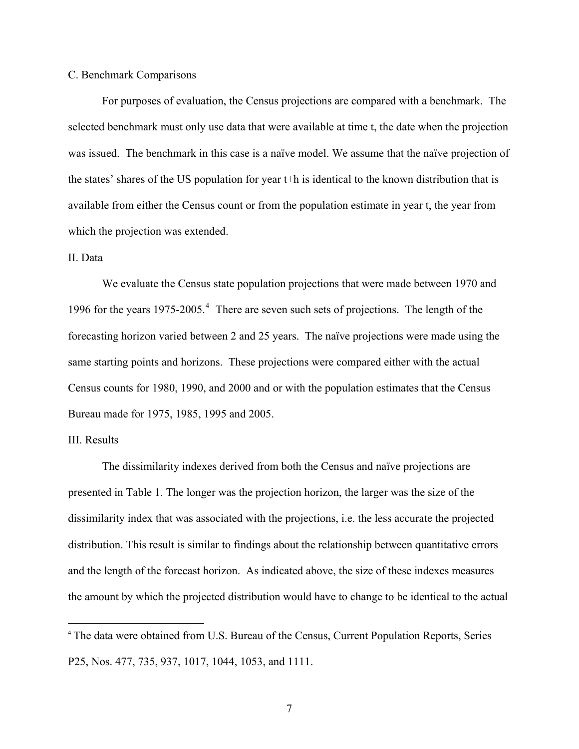C. Benchmark Comparisons

For purposes of evaluation, the Census projections are compared with a benchmark. The selected benchmark must only use data that were available at time t, the date when the projection was issued. The benchmark in this case is a naïve model. We assume that the naïve projection of the states' shares of the US population for year t+h is identical to the known distribution that is available from either the Census count or from the population estimate in year t, the year from which the projection was extended.

II. Data

We evaluate the Census state population projections that were made between 1970 and 1996 for the years 1975-2005.[4] There are seven such sets of projections. The length of the forecasting horizon varied between 2 and 25 years. The naïve projections were made using the same starting points and horizons. These projections were compared either with the actual Census counts for 1980, 1990, and 2000 and or with the population estimates that the Census Bureau made for 1975, 1985, 1995 and 2005.

III. Results

The dissimilarity indexes derived from both the Census and naïve projections are presented in Table 1. The longer was the projection horizon, the larger was the size of the dissimilarity index that was associated with the projections, i.e. the less accurate the projected distribution. This result is similar to findings about the relationship between quantitative errors and the length of the forecast horizon. As indicated above, the size of these indexes measures the amount by which the projected distribution would have to change to be identical to the actual

[4] The data were obtained from U.S. Bureau of the Census, Current Population Reports, Series P25, Nos. 477, 735, 937, 1017, 1044, 1053, and 1111.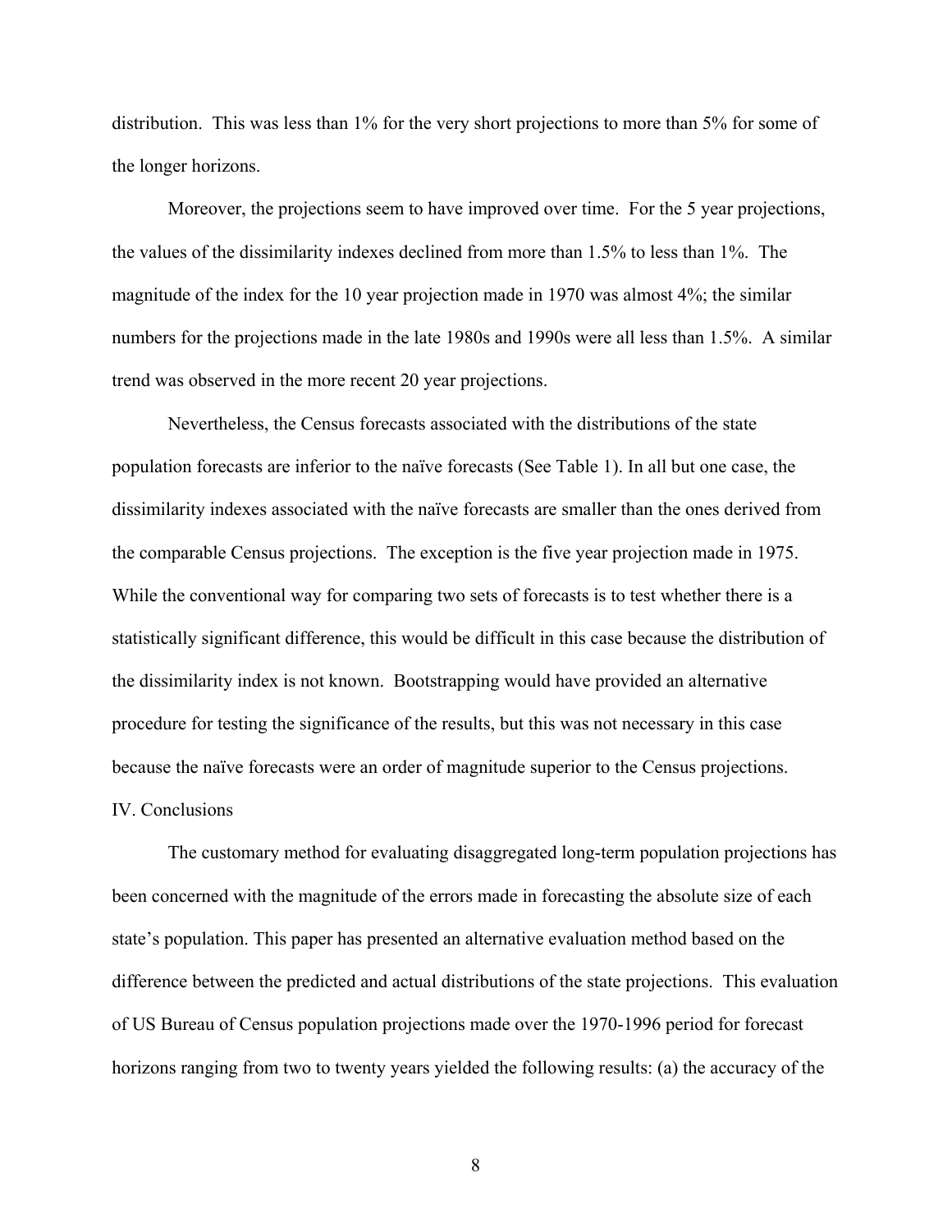distribution. This was less than 1% for the very short projections to more than 5% for some of the longer horizons.

Moreover, the projections seem to have improved over time. For the 5 year projections, the values of the dissimilarity indexes declined from more than 1.5% to less than 1%. The magnitude of the index for the 10 year projection made in 1970 was almost 4%; the similar numbers for the projections made in the late 1980s and 1990s were all less than 1.5%. A similar trend was observed in the more recent 20 year projections.

Nevertheless, the Census forecasts associated with the distributions of the state population forecasts are inferior to the naïve forecasts (See Table 1). In all but one case, the dissimilarity indexes associated with the naïve forecasts are smaller than the ones derived from the comparable Census projections. The exception is the five year projection made in 1975. While the conventional way for comparing two sets of forecasts is to test whether there is a statistically significant difference, this would be difficult in this case because the distribution of the dissimilarity index is not known. Bootstrapping would have provided an alternative procedure for testing the significance of the results, but this was not necessary in this case because the naïve forecasts were an order of magnitude superior to the Census projections.

## IV. Conclusions

The customary method for evaluating disaggregated long-term population projections has been concerned with the magnitude of the errors made in forecasting the absolute size of each state's population. This paper has presented an alternative evaluation method based on the difference between the predicted and actual distributions of the state projections. This evaluation of US Bureau of Census population projections made over the 1970-1996 period for forecast horizons ranging from two to twenty years yielded the following results: (a) the accuracy of the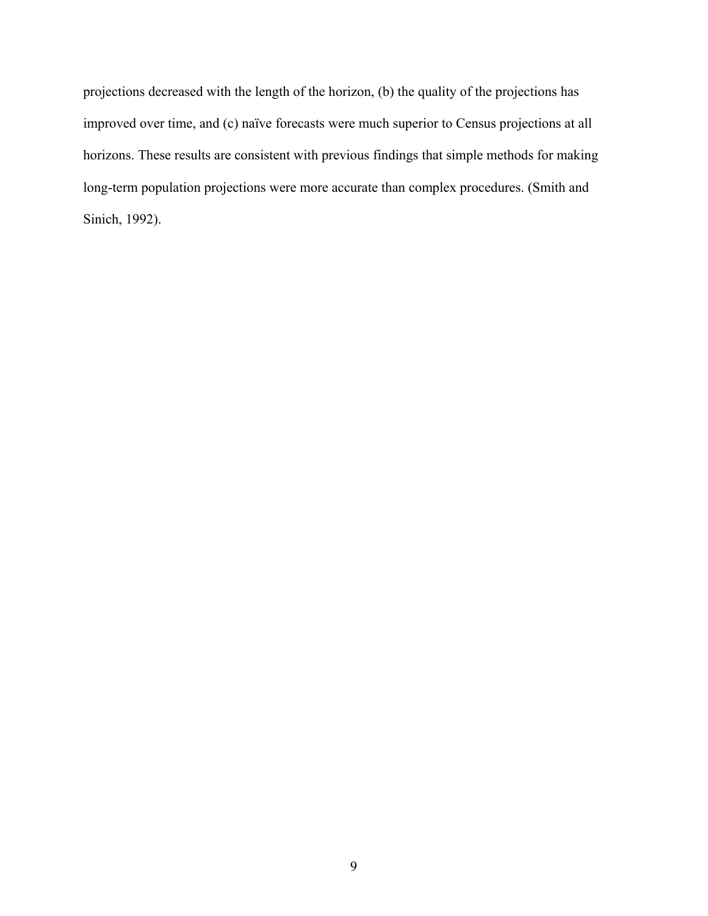projections decreased with the length of the horizon, (b) the quality of the projections has improved over time, and (c) naïve forecasts were much superior to Census projections at all horizons. These results are consistent with previous findings that simple methods for making long-term population projections were more accurate than complex procedures. (Smith and Sinich, 1992).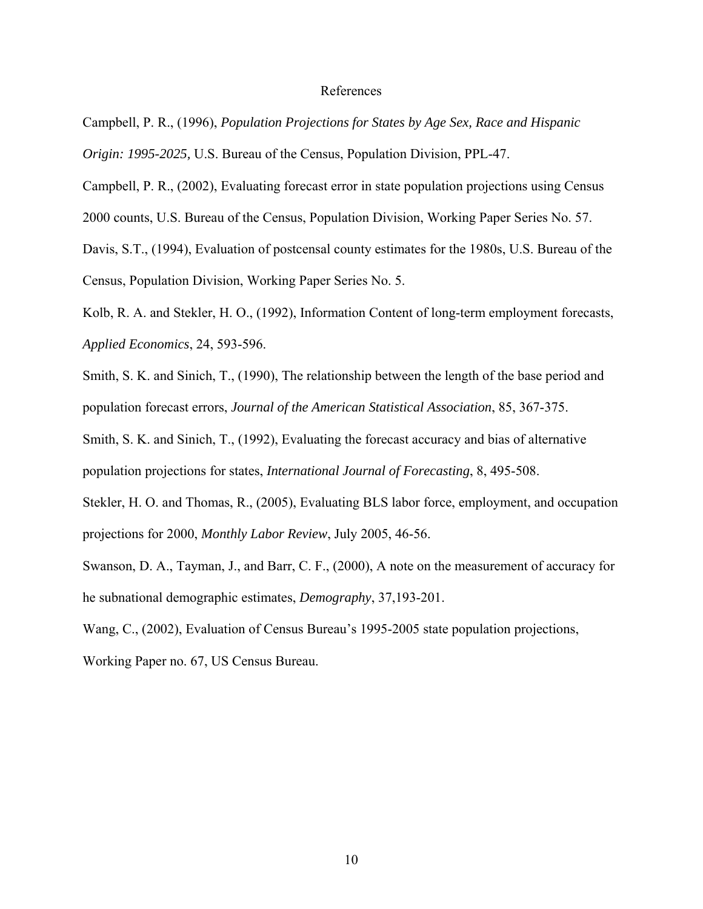# References

Campbell, P. R., (1996), *Population Projections for States by Age Sex, Race and Hispanic Origin: 1995-2025,* U.S. Bureau of the Census, Population Division, PPL-47.

Campbell, P. R., (2002), Evaluating forecast error in state population projections using Census 2000 counts, U.S. Bureau of the Census, Population Division, Working Paper Series No. 57.

Davis, S.T., (1994), Evaluation of postcensal county estimates for the 1980s, U.S. Bureau of the Census, Population Division, Working Paper Series No. 5.

Kolb, R. A. and Stekler, H. O., (1992), Information Content of long-term employment forecasts, *Applied Economics*, 24, 593-596.

Smith, S. K. and Sinich, T., (1990), The relationship between the length of the base period and population forecast errors, *Journal of the American Statistical Association*, 85, 367-375.

Smith, S. K. and Sinich, T., (1992), Evaluating the forecast accuracy and bias of alternative population projections for states, *International Journal of Forecasting*, 8, 495-508.

Stekler, H. O. and Thomas, R., (2005), Evaluating BLS labor force, employment, and occupation projections for 2000, *Monthly Labor Review*, July 2005, 46-56.

Swanson, D. A., Tayman, J., and Barr, C. F., (2000), A note on the measurement of accuracy for he subnational demographic estimates, *Demography*, 37,193-201.

Wang, C., (2002), Evaluation of Census Bureau's 1995-2005 state population projections, Working Paper no. 67, US Census Bureau.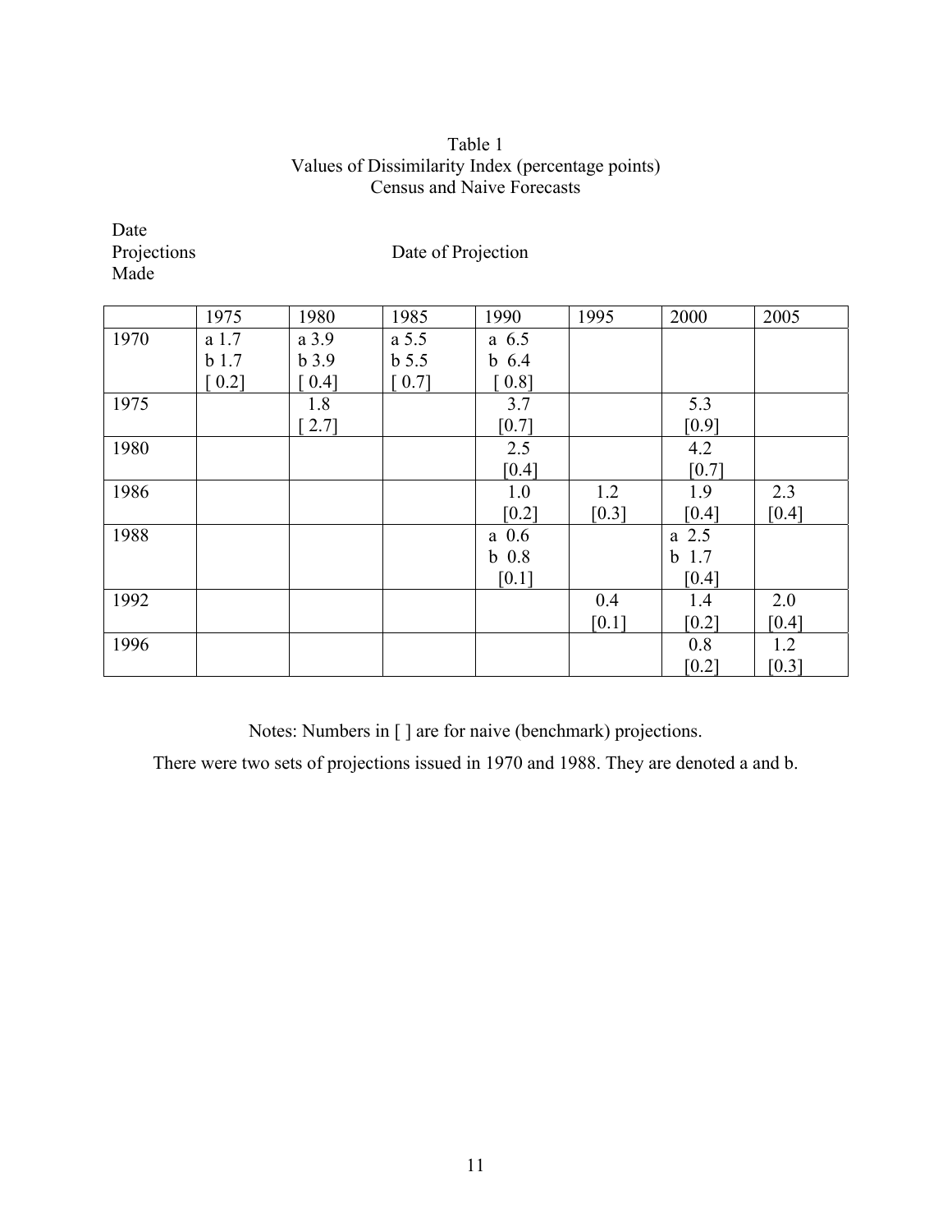Table 1
Values of Dissimilarity Index (percentage points)
Census and Naive Forecasts

Date Projections Made — Date of Projection

| | 1975 | 1980 | 1985 | 1990 | 1995 | 2000 | 2005 |
|---|---|---|---|---|---|---|---|
| 1970 | a 1.7<br>b 1.7<br>[ 0.2] | a 3.9<br>b 3.9<br>[ 0.4] | a 5.5<br>b 5.5<br>[ 0.7] | a 6.5<br>b 6.4<br>[ 0.8] | | | |
| 1975 | | 1.8<br>[ 2.7] | | 3.7<br>[0.7] | | 5.3<br>[0.9] | |
| 1980 | | | | 2.5<br>[0.4] | | 4.2<br>[0.7] | |
| 1986 | | | | 1.0<br>[0.2] | 1.2<br>[0.3] | 1.9<br>[0.4] | 2.3<br>[0.4] |
| 1988 | | | | a 0.6<br>b 0.8<br>[0.1] | | a 2.5<br>b 1.7<br>[0.4] | |
| 1992 | | | | | 0.4<br>[0.1] | 1.4<br>[0.2] | 2.0<br>[0.4] |
| 1996 | | | | | | 0.8<br>[0.2] | 1.2<br>[0.3] |

Notes: Numbers in [ ] are for naive (benchmark) projections.

There were two sets of projections issued in 1970 and 1988. They are denoted a and b.